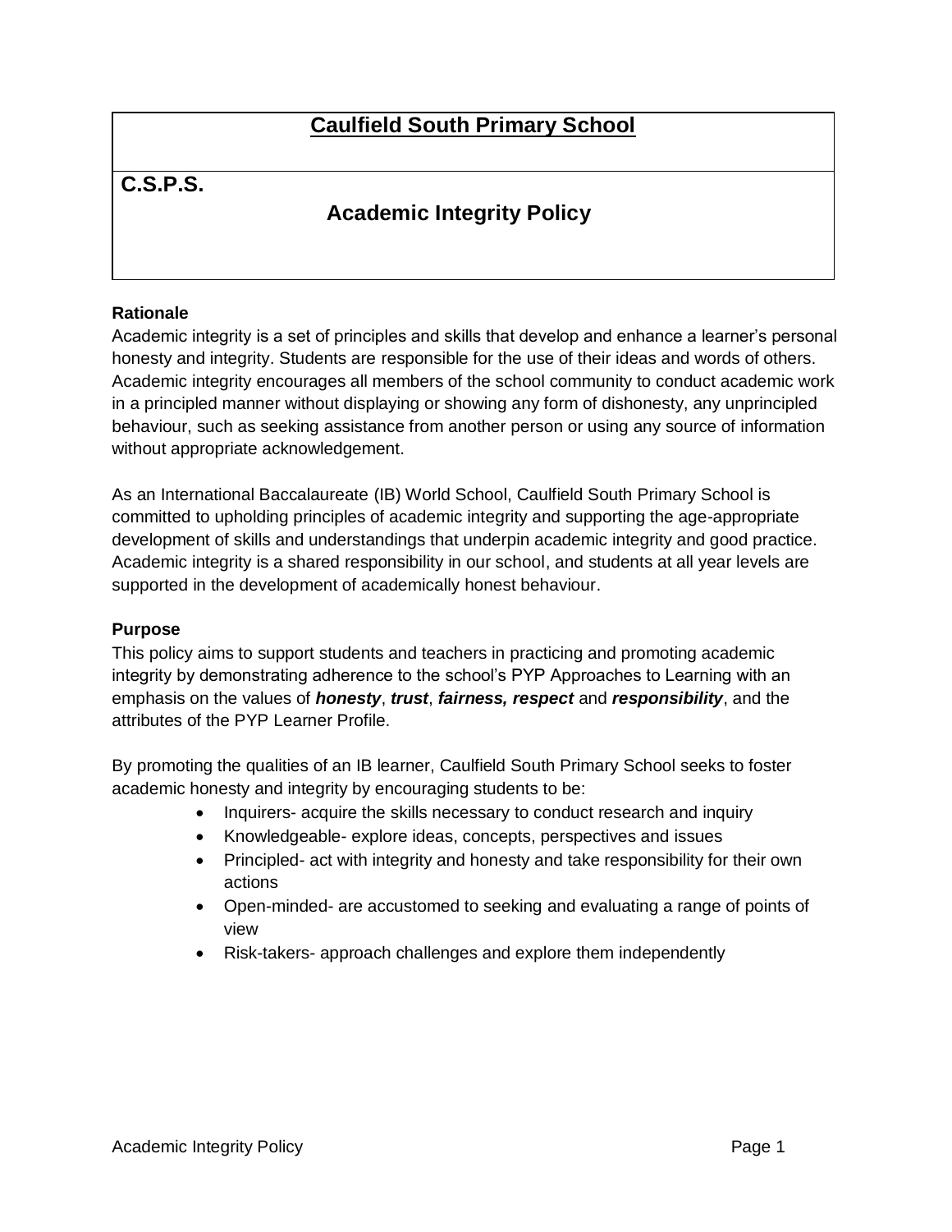# Caulfield South Primary School

**C.S.P.S.**

## Academic Integrity Policy

### Rationale

Academic integrity is a set of principles and skills that develop and enhance a learner's personal honesty and integrity. Students are responsible for the use of their ideas and words of others. Academic integrity encourages all members of the school community to conduct academic work in a principled manner without displaying or showing any form of dishonesty, any unprincipled behaviour, such as seeking assistance from another person or using any source of information without appropriate acknowledgement.

As an International Baccalaureate (IB) World School, Caulfield South Primary School is committed to upholding principles of academic integrity and supporting the age-appropriate development of skills and understandings that underpin academic integrity and good practice. Academic integrity is a shared responsibility in our school, and students at all year levels are supported in the development of academically honest behaviour.

### Purpose

This policy aims to support students and teachers in practicing and promoting academic integrity by demonstrating adherence to the school's PYP Approaches to Learning with an emphasis on the values of ***honesty***, ***trust***, ***fairness, respect*** and ***responsibility***, and the attributes of the PYP Learner Profile.

By promoting the qualities of an IB learner, Caulfield South Primary School seeks to foster academic honesty and integrity by encouraging students to be:

- Inquirers- acquire the skills necessary to conduct research and inquiry
- Knowledgeable- explore ideas, concepts, perspectives and issues
- Principled- act with integrity and honesty and take responsibility for their own actions
- Open-minded- are accustomed to seeking and evaluating a range of points of view
- Risk-takers- approach challenges and explore them independently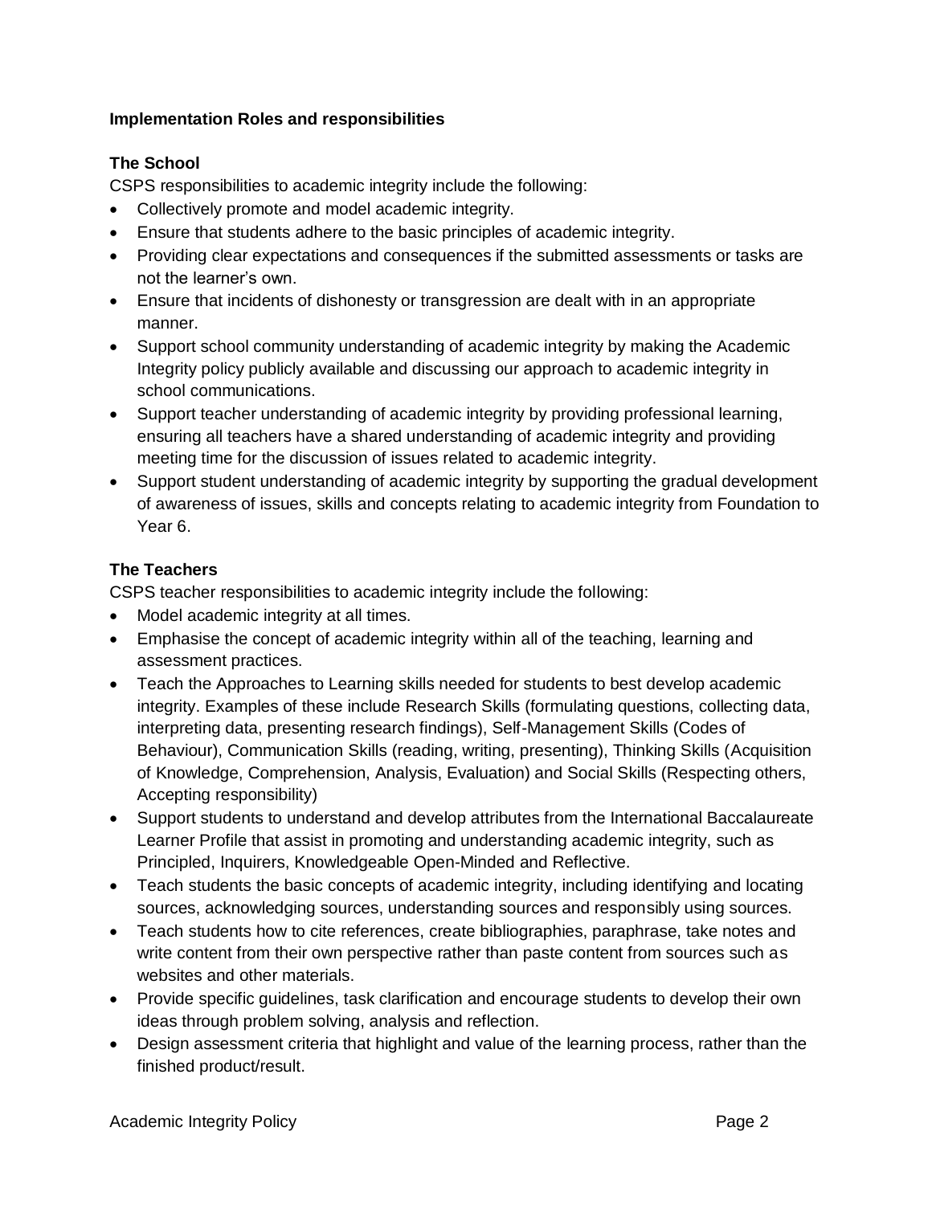**Implementation Roles and responsibilities**

**The School**

CSPS responsibilities to academic integrity include the following:

- Collectively promote and model academic integrity.
- Ensure that students adhere to the basic principles of academic integrity.
- Providing clear expectations and consequences if the submitted assessments or tasks are not the learner's own.
- Ensure that incidents of dishonesty or transgression are dealt with in an appropriate manner.
- Support school community understanding of academic integrity by making the Academic Integrity policy publicly available and discussing our approach to academic integrity in school communications.
- Support teacher understanding of academic integrity by providing professional learning, ensuring all teachers have a shared understanding of academic integrity and providing meeting time for the discussion of issues related to academic integrity.
- Support student understanding of academic integrity by supporting the gradual development of awareness of issues, skills and concepts relating to academic integrity from Foundation to Year 6.

**The Teachers**

CSPS teacher responsibilities to academic integrity include the following:

- Model academic integrity at all times.
- Emphasise the concept of academic integrity within all of the teaching, learning and assessment practices.
- Teach the Approaches to Learning skills needed for students to best develop academic integrity. Examples of these include Research Skills (formulating questions, collecting data, interpreting data, presenting research findings), Self-Management Skills (Codes of Behaviour), Communication Skills (reading, writing, presenting), Thinking Skills (Acquisition of Knowledge, Comprehension, Analysis, Evaluation) and Social Skills (Respecting others, Accepting responsibility)
- Support students to understand and develop attributes from the International Baccalaureate Learner Profile that assist in promoting and understanding academic integrity, such as Principled, Inquirers, Knowledgeable Open-Minded and Reflective.
- Teach students the basic concepts of academic integrity, including identifying and locating sources, acknowledging sources, understanding sources and responsibly using sources.
- Teach students how to cite references, create bibliographies, paraphrase, take notes and write content from their own perspective rather than paste content from sources such as websites and other materials.
- Provide specific guidelines, task clarification and encourage students to develop their own ideas through problem solving, analysis and reflection.
- Design assessment criteria that highlight and value of the learning process, rather than the finished product/result.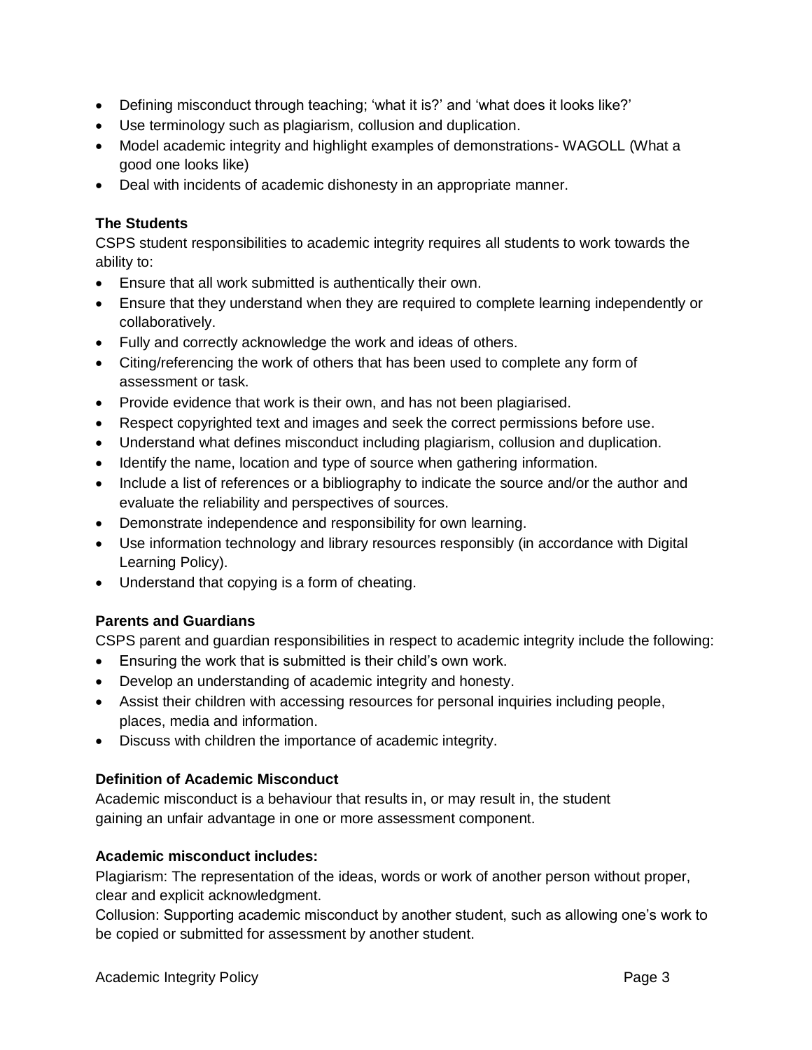- Defining misconduct through teaching; 'what it is?' and 'what does it looks like?'
- Use terminology such as plagiarism, collusion and duplication.
- Model academic integrity and highlight examples of demonstrations- WAGOLL (What a good one looks like)
- Deal with incidents of academic dishonesty in an appropriate manner.

**The Students**

CSPS student responsibilities to academic integrity requires all students to work towards the ability to:

- Ensure that all work submitted is authentically their own.
- Ensure that they understand when they are required to complete learning independently or collaboratively.
- Fully and correctly acknowledge the work and ideas of others.
- Citing/referencing the work of others that has been used to complete any form of assessment or task.
- Provide evidence that work is their own, and has not been plagiarised.
- Respect copyrighted text and images and seek the correct permissions before use.
- Understand what defines misconduct including plagiarism, collusion and duplication.
- Identify the name, location and type of source when gathering information.
- Include a list of references or a bibliography to indicate the source and/or the author and evaluate the reliability and perspectives of sources.
- Demonstrate independence and responsibility for own learning.
- Use information technology and library resources responsibly (in accordance with Digital Learning Policy).
- Understand that copying is a form of cheating.

**Parents and Guardians**

CSPS parent and guardian responsibilities in respect to academic integrity include the following:

- Ensuring the work that is submitted is their child's own work.
- Develop an understanding of academic integrity and honesty.
- Assist their children with accessing resources for personal inquiries including people, places, media and information.
- Discuss with children the importance of academic integrity.

**Definition of Academic Misconduct**

Academic misconduct is a behaviour that results in, or may result in, the student gaining an unfair advantage in one or more assessment component.

**Academic misconduct includes:**

Plagiarism: The representation of the ideas, words or work of another person without proper, clear and explicit acknowledgment.

Collusion: Supporting academic misconduct by another student, such as allowing one's work to be copied or submitted for assessment by another student.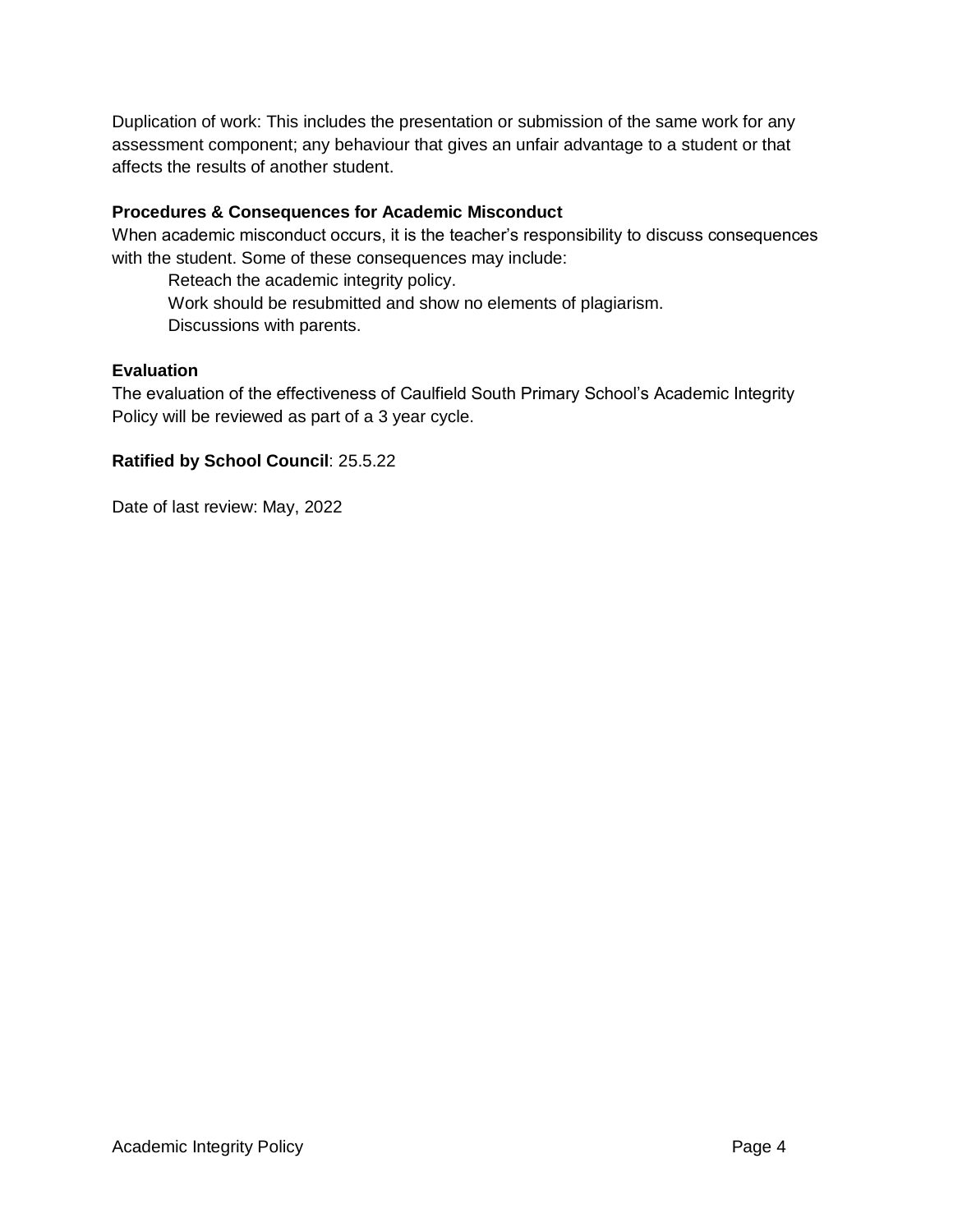Duplication of work: This includes the presentation or submission of the same work for any assessment component; any behaviour that gives an unfair advantage to a student or that affects the results of another student.

**Procedures & Consequences for Academic Misconduct**

When academic misconduct occurs, it is the teacher's responsibility to discuss consequences with the student. Some of these consequences may include:

- Reteach the academic integrity policy.
- Work should be resubmitted and show no elements of plagiarism.
- Discussions with parents.

**Evaluation**

The evaluation of the effectiveness of Caulfield South Primary School's Academic Integrity Policy will be reviewed as part of a 3 year cycle.

**Ratified by School Council**: 25.5.22

Date of last review: May, 2022